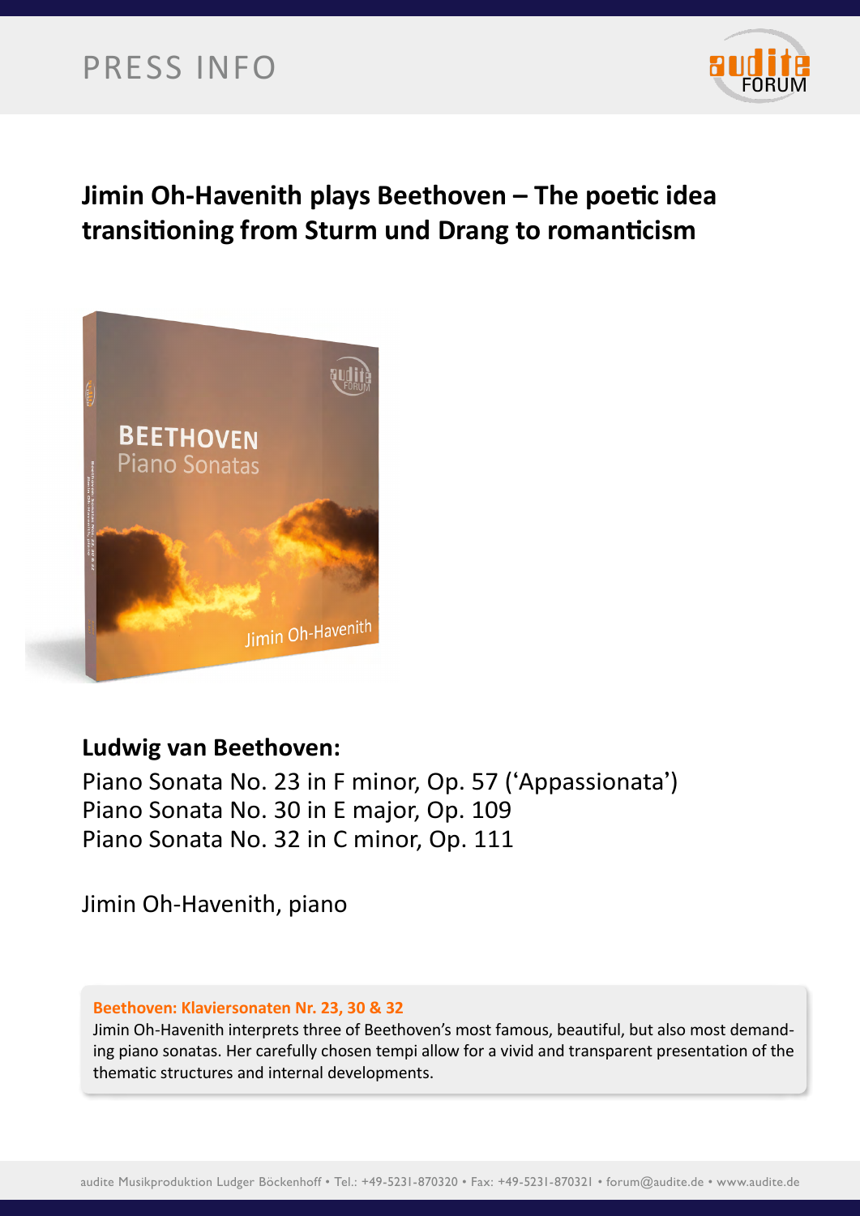PRESS INFO

# Jimin Oh-Havenith plays Beethoven – The poetic idea transitioning from Sturm und Drang to romanticism

**Ludwig van Beethoven:**

Piano Sonata No. 23 in F minor, Op. 57 ('Appassionata')
Piano Sonata No. 30 in E major, Op. 109
Piano Sonata No. 32 in C minor, Op. 111

Jimin Oh-Havenith, piano

**Beethoven: Klaviersonaten Nr. 23, 30 & 32**

Jimin Oh-Havenith interprets three of Beethoven's most famous, beautiful, but also most demanding piano sonatas. Her carefully chosen tempi allow for a vivid and transparent presentation of the thematic structures and internal developments.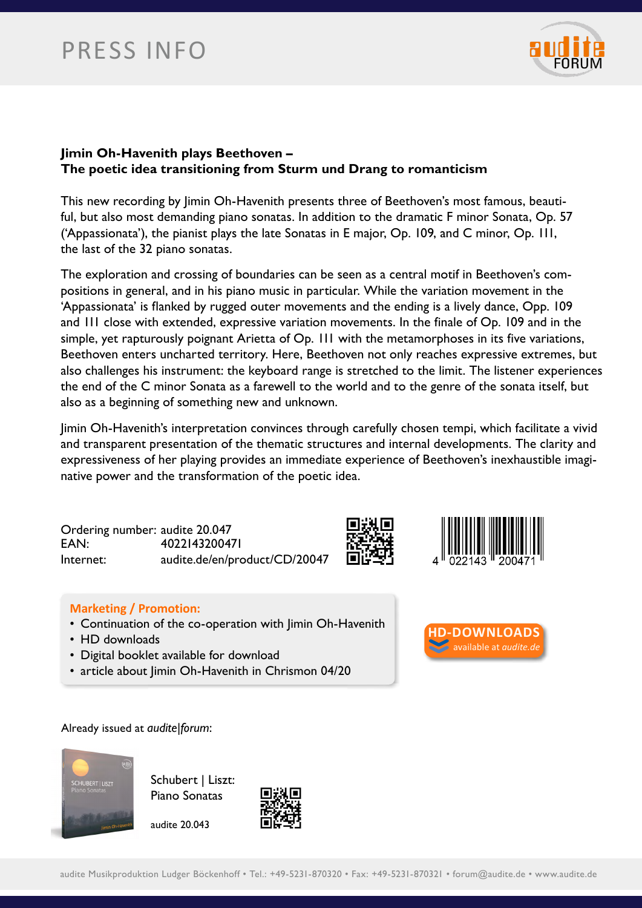# PRESS INFO

**Jimin Oh-Havenith plays Beethoven –**
**The poetic idea transitioning from Sturm und Drang to romanticism**

This new recording by Jimin Oh-Havenith presents three of Beethoven's most famous, beautiful, but also most demanding piano sonatas. In addition to the dramatic F minor Sonata, Op. 57 ('Appassionata'), the pianist plays the late Sonatas in E major, Op. 109, and C minor, Op. 111, the last of the 32 piano sonatas.

The exploration and crossing of boundaries can be seen as a central motif in Beethoven's compositions in general, and in his piano music in particular. While the variation movement in the 'Appassionata' is flanked by rugged outer movements and the ending is a lively dance, Opp. 109 and 111 close with extended, expressive variation movements. In the finale of Op. 109 and in the simple, yet rapturously poignant Arietta of Op. 111 with the metamorphoses in its five variations, Beethoven enters uncharted territory. Here, Beethoven not only reaches expressive extremes, but also challenges his instrument: the keyboard range is stretched to the limit. The listener experiences the end of the C minor Sonata as a farewell to the world and to the genre of the sonata itself, but also as a beginning of something new and unknown.

Jimin Oh-Havenith's interpretation convinces through carefully chosen tempi, which facilitate a vivid and transparent presentation of the thematic structures and internal developments. The clarity and expressiveness of her playing provides an immediate experience of Beethoven's inexhaustible imaginative power and the transformation of the poetic idea.

Ordering number: audite 20.047
EAN: 4022143200471
Internet: audite.de/en/product/CD/20047

4 022143 200471

**Marketing / Promotion:**

- Continuation of the co-operation with Jimin Oh-Havenith
- HD downloads
- Digital booklet available for download
- article about Jimin Oh-Havenith in Chrismon 04/20

**HD-DOWNLOADS** available at *audite.de*

Already issued at *audite|forum*:

Schubert | Liszt:
Piano Sonatas

audite 20.043

audite Musikproduktion Ludger Böckenhoff • Tel.: +49-5231-870320 • Fax: +49-5231-870321 • forum@audite.de • www.audite.de